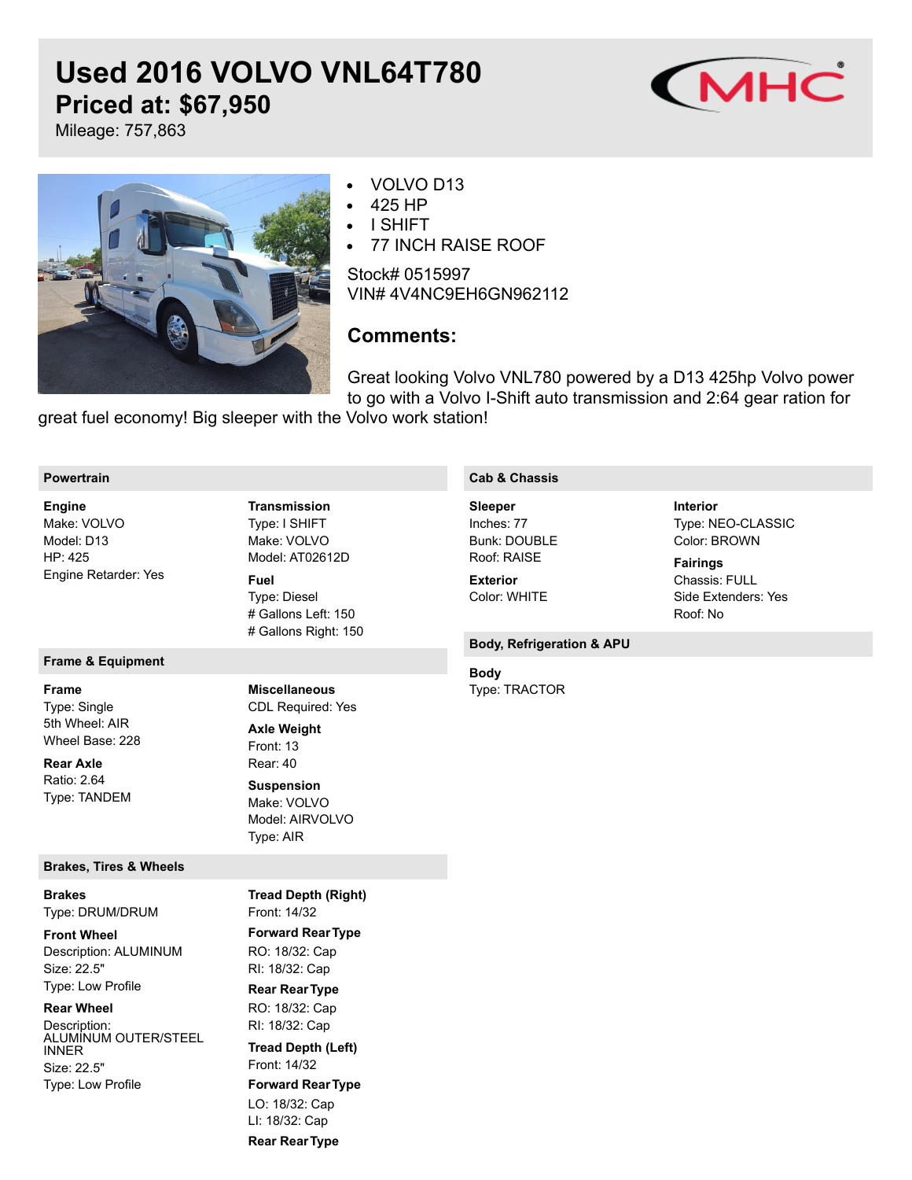# Used 2016 VOLVO VNL64T780

## Priced at: $67,950

Mileage: 757,863

- VOLVO D13
- 425 HP
- I SHIFT
- 77 INCH RAISE ROOF

Stock# 0515997
VIN# 4V4NC9EH6GN962112

### Comments:

Great looking Volvo VNL780 powered by a D13 425hp Volvo power to go with a Volvo I-Shift auto transmission and 2:64 gear ration for great fuel economy! Big sleeper with the Volvo work station!

## Powertrain

**Engine**
Make: VOLVO
Model: D13
HP: 425
Engine Retarder: Yes

**Transmission**
Type: I SHIFT
Make: VOLVO
Model: AT02612D

**Fuel**
Type: Diesel
# Gallons Left: 150
# Gallons Right: 150

## Frame & Equipment

**Frame**
Type: Single
5th Wheel: AIR
Wheel Base: 228

**Rear Axle**
Ratio: 2.64
Type: TANDEM

**Miscellaneous**
CDL Required: Yes

**Axle Weight**
Front: 13
Rear: 40

**Suspension**
Make: VOLVO
Model: AIRVOLVO
Type: AIR

## Brakes, Tires & Wheels

**Brakes**
Type: DRUM/DRUM

**Front Wheel**
Description: ALUMINUM
Size: 22.5"
Type: Low Profile

**Rear Wheel**
Description: ALUMINUM OUTER/STEEL INNER
Size: 22.5"
Type: Low Profile

**Tread Depth (Right)**
Front: 14/32

**Forward Rear Type**
RO: 18/32: Cap
RI: 18/32: Cap

**Rear Rear Type**
RO: 18/32: Cap
RI: 18/32: Cap

**Tread Depth (Left)**
Front: 14/32

**Forward Rear Type**
LO: 18/32: Cap
LI: 18/32: Cap

**Rear Rear Type**

## Cab & Chassis

**Sleeper**
Inches: 77
Bunk: DOUBLE
Roof: RAISE

**Exterior**
Color: WHITE

**Interior**
Type: NEO-CLASSIC
Color: BROWN

**Fairings**
Chassis: FULL
Side Extenders: Yes
Roof: No

## Body, Refrigeration & APU

**Body**
Type: TRACTOR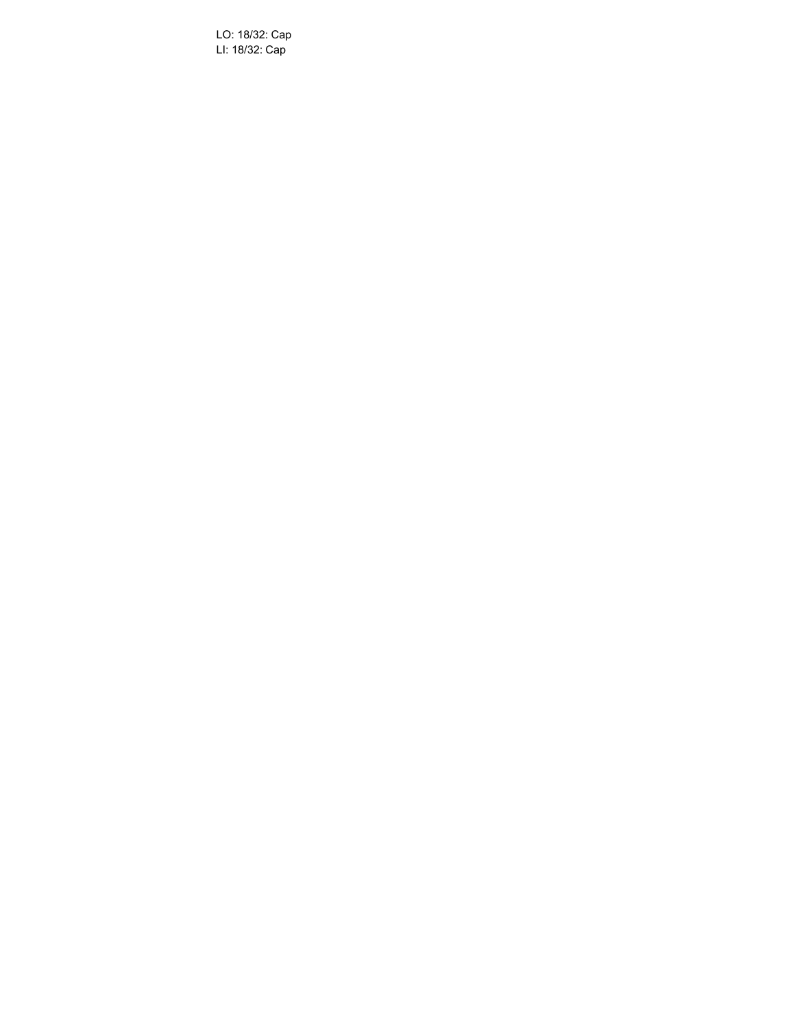LO: 18/32: Cap
LI: 18/32: Cap